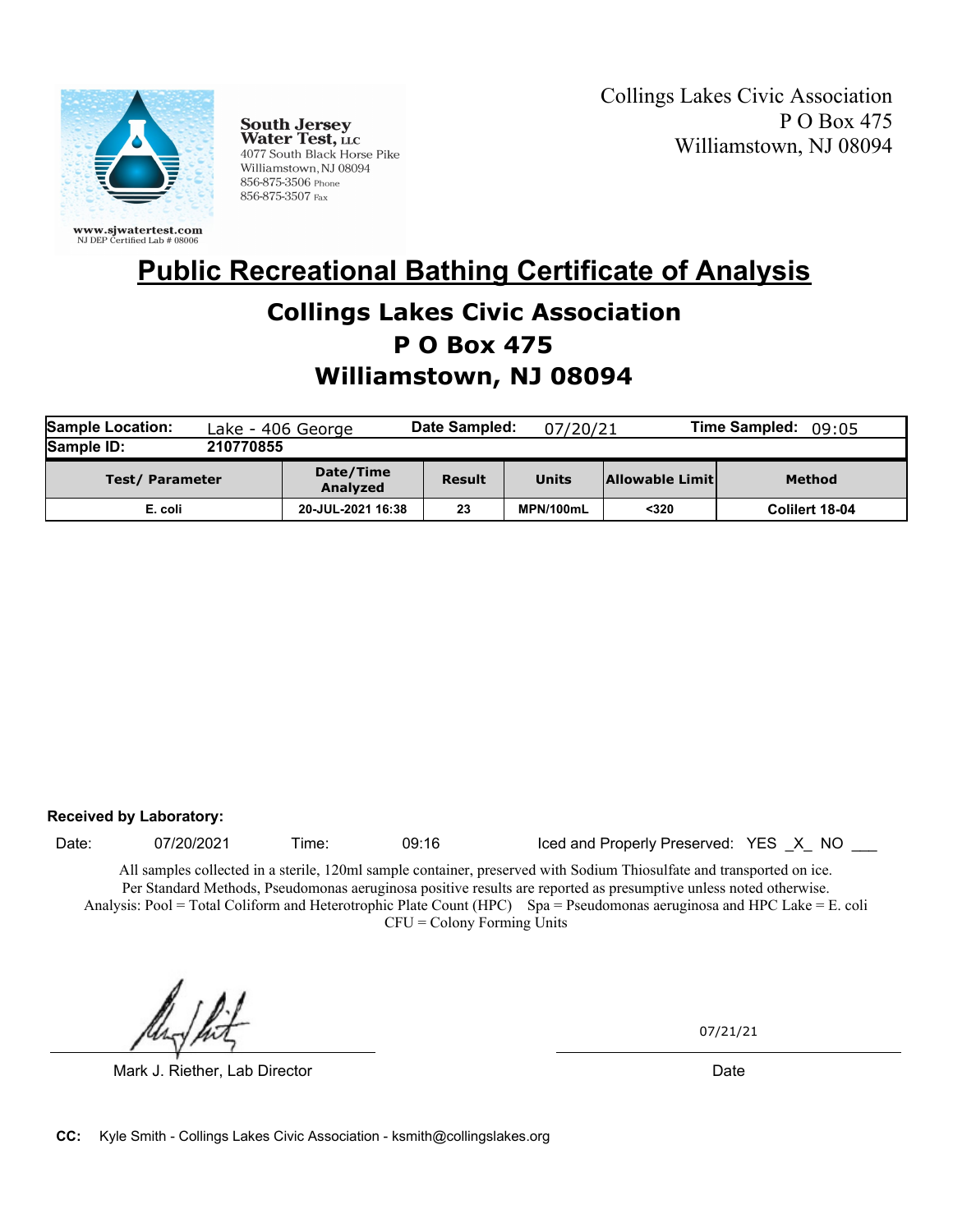South Jersey Water Test, LLC
4077 South Black Horse Pike
Williamstown, NJ 08094
856-875-3506 Phone
856-875-3507 Fax

www.sjwatertest.com
NJ DEP Certified Lab # 08006

Collings Lakes Civic Association
P O Box 475
Williamstown, NJ 08094

# Public Recreational Bathing Certificate of Analysis

## Collings Lakes Civic Association
## P O Box 475
## Williamstown, NJ 08094

**Sample Location:** Lake - 406 George **Date Sampled:** 07/20/21 **Time Sampled:** 09:05

**Sample ID:** 210770855

| Test/ Parameter | Date/Time Analyzed | Result | Units | Allowable Limit | Method |
|---|---|---|---|---|---|
| E. coli | 20-JUL-2021 16:38 | 23 | MPN/100mL | <320 | Colilert 18-04 |

**Received by Laboratory:**

Date: 07/20/2021 Time: 09:16 Iced and Properly Preserved: YES _X_ NO ___

All samples collected in a sterile, 120ml sample container, preserved with Sodium Thiosulfate and transported on ice.
Per Standard Methods, Pseudomonas aeruginosa positive results are reported as presumptive unless noted otherwise.
Analysis: Pool = Total Coliform and Heterotrophic Plate Count (HPC) Spa = Pseudomonas aeruginosa and HPC Lake = E. coli
CFU = Colony Forming Units

Mark J. Riether, Lab Director

Date: 07/21/21

**CC:** Kyle Smith - Collings Lakes Civic Association - ksmith@collingslakes.org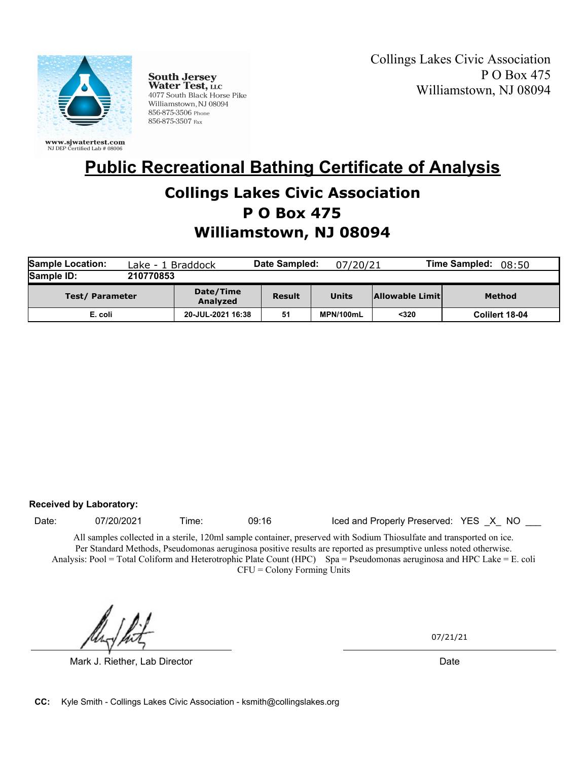South Jersey Water Test, LLC
4077 South Black Horse Pike
Williamstown, NJ 08094
856-875-3506 Phone
856-875-3507 Fax

www.sjwatertest.com
NJ DEP Certified Lab # 08006

Collings Lakes Civic Association
P O Box 475
Williamstown, NJ 08094

# Public Recreational Bathing Certificate of Analysis

## Collings Lakes Civic Association
## P O Box 475
## Williamstown, NJ 08094

| **Sample Location:** | Lake - 1 Braddock | **Date Sampled:** | 07/20/21 | **Time Sampled:** | 08:50 |
|---|---|---|---|---|---|
| **Sample ID:** | 210770853 | | | | |

| Test/ Parameter | Date/Time Analyzed | Result | Units | Allowable Limit | Method |
|---|---|---|---|---|---|
| E. coli | 20-JUL-2021 16:38 | 51 | MPN/100mL | <320 | Colilert 18-04 |

**Received by Laboratory:**

Date: 07/20/2021 Time: 09:16 Iced and Properly Preserved: YES _X_ NO ___

All samples collected in a sterile, 120ml sample container, preserved with Sodium Thiosulfate and transported on ice.
Per Standard Methods, Pseudomonas aeruginosa positive results are reported as presumptive unless noted otherwise.
Analysis: Pool = Total Coliform and Heterotrophic Plate Count (HPC) Spa = Pseudomonas aeruginosa and HPC Lake = E. coli
CFU = Colony Forming Units

Mark J. Riether, Lab Director

Date: 07/21/21

**CC:** Kyle Smith - Collings Lakes Civic Association - ksmith@collingslakes.org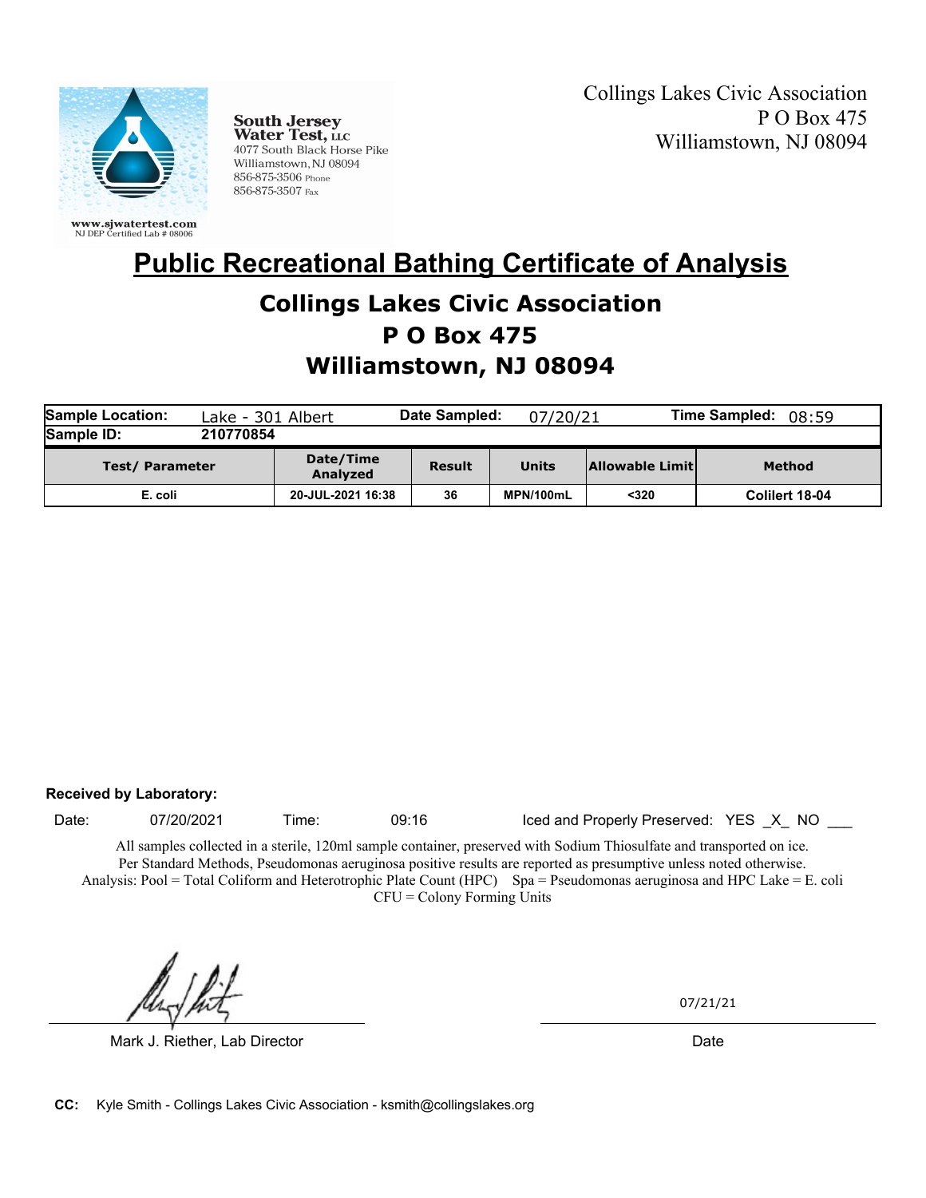South Jersey Water Test, LLC
4077 South Black Horse Pike
Williamstown, NJ 08094
856-875-3506 Phone
856-875-3507 Fax

www.sjwatertest.com
NJ DEP Certified Lab # 08006

Collings Lakes Civic Association
P O Box 475
Williamstown, NJ 08094

# Public Recreational Bathing Certificate of Analysis

## Collings Lakes Civic Association
## P O Box 475
## Williamstown, NJ 08094

| | | | | | |
|---|---|---|---|---|---|
| **Sample Location:** | Lake - 301 Albert | **Date Sampled:** | 07/20/21 | **Time Sampled:** | 08:59 |
| **Sample ID:** | 210770854 | | | | |

| Test/ Parameter | Date/Time Analyzed | Result | Units | Allowable Limit | Method |
|---|---|---|---|---|---|
| E. coli | 20-JUL-2021 16:38 | 36 | MPN/100mL | <320 | Colilert 18-04 |

**Received by Laboratory:**

Date: 07/20/2021 Time: 09:16 Iced and Properly Preserved: YES _X_ NO ___

All samples collected in a sterile, 120ml sample container, preserved with Sodium Thiosulfate and transported on ice.
Per Standard Methods, Pseudomonas aeruginosa positive results are reported as presumptive unless noted otherwise.
Analysis: Pool = Total Coliform and Heterotrophic Plate Count (HPC) Spa = Pseudomonas aeruginosa and HPC Lake = E. coli
CFU = Colony Forming Units

Mark J. Riether, Lab Director

07/21/21
Date

**CC:** Kyle Smith - Collings Lakes Civic Association - ksmith@collingslakes.org